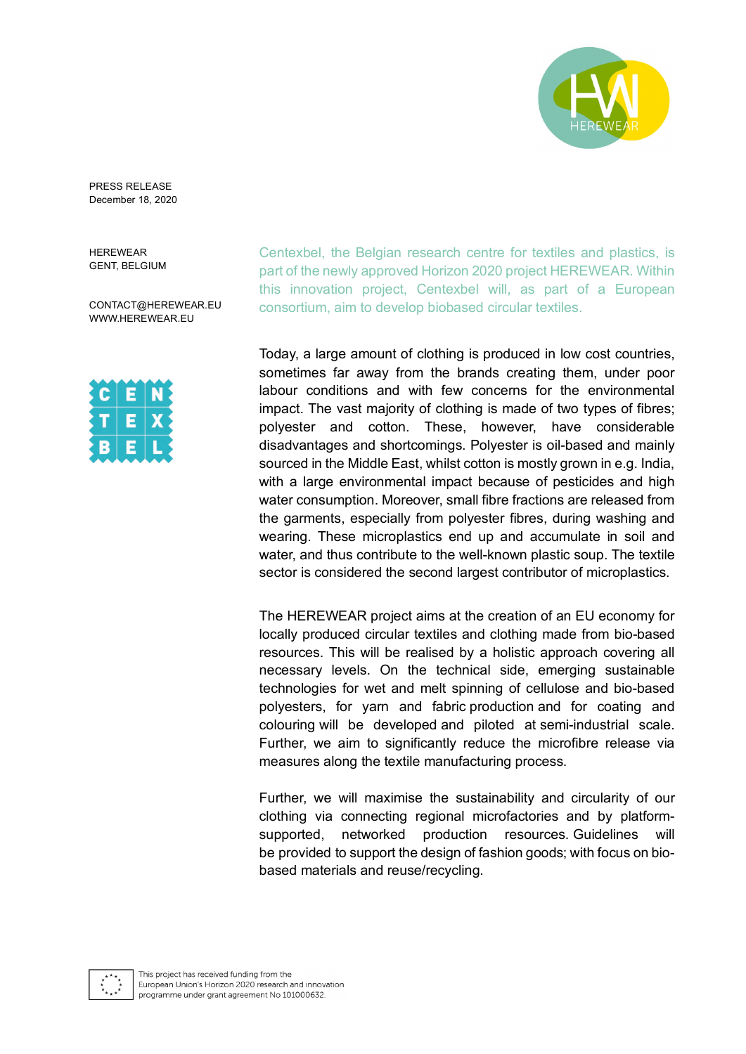PRESS RELEASE
December 18, 2020

HEREWEAR
GENT, BELGIUM

CONTACT@HEREWEAR.EU
WWW.HEREWEAR.EU

Centexbel, the Belgian research centre for textiles and plastics, is part of the newly approved Horizon 2020 project HEREWEAR. Within this innovation project, Centexbel will, as part of a European consortium, aim to develop biobased circular textiles.

Today, a large amount of clothing is produced in low cost countries, sometimes far away from the brands creating them, under poor labour conditions and with few concerns for the environmental impact. The vast majority of clothing is made of two types of fibres; polyester and cotton. These, however, have considerable disadvantages and shortcomings. Polyester is oil-based and mainly sourced in the Middle East, whilst cotton is mostly grown in e.g. India, with a large environmental impact because of pesticides and high water consumption. Moreover, small fibre fractions are released from the garments, especially from polyester fibres, during washing and wearing. These microplastics end up and accumulate in soil and water, and thus contribute to the well-known plastic soup. The textile sector is considered the second largest contributor of microplastics.

The HEREWEAR project aims at the creation of an EU economy for locally produced circular textiles and clothing made from bio-based resources. This will be realised by a holistic approach covering all necessary levels. On the technical side, emerging sustainable technologies for wet and melt spinning of cellulose and bio-based polyesters, for yarn and fabric production and for coating and colouring will be developed and piloted at semi-industrial scale. Further, we aim to significantly reduce the microfibre release via measures along the textile manufacturing process.

Further, we will maximise the sustainability and circularity of our clothing via connecting regional microfactories and by platform-supported, networked production resources. Guidelines will be provided to support the design of fashion goods; with focus on bio-based materials and reuse/recycling.

This project has received funding from the European Union's Horizon 2020 research and innovation programme under grant agreement No 101000632.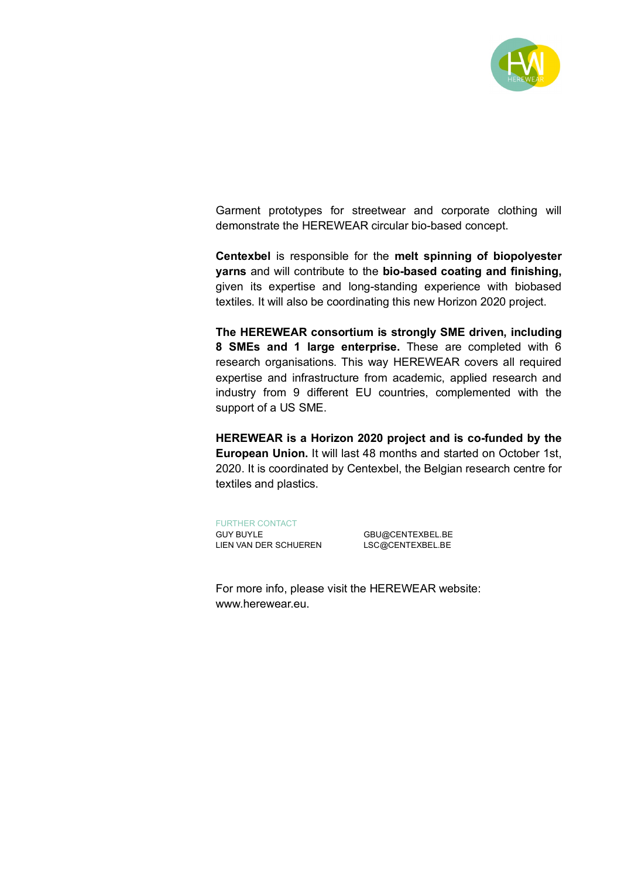Garment prototypes for streetwear and corporate clothing will demonstrate the HEREWEAR circular bio-based concept.

**Centexbel** is responsible for the **melt spinning of biopolyester yarns** and will contribute to the **bio-based coating and finishing,** given its expertise and long-standing experience with biobased textiles. It will also be coordinating this new Horizon 2020 project.

**The HEREWEAR consortium is strongly SME driven, including 8 SMEs and 1 large enterprise.** These are completed with 6 research organisations. This way HEREWEAR covers all required expertise and infrastructure from academic, applied research and industry from 9 different EU countries, complemented with the support of a US SME.

**HEREWEAR is a Horizon 2020 project and is co-funded by the European Union.** It will last 48 months and started on October 1st, 2020. It is coordinated by Centexbel, the Belgian research centre for textiles and plastics.

FURTHER CONTACT

GUY BUYLE GBU@CENTEXBEL.BE
LIEN VAN DER SCHUEREN LSC@CENTEXBEL.BE

For more info, please visit the HEREWEAR website: www.herewear.eu.